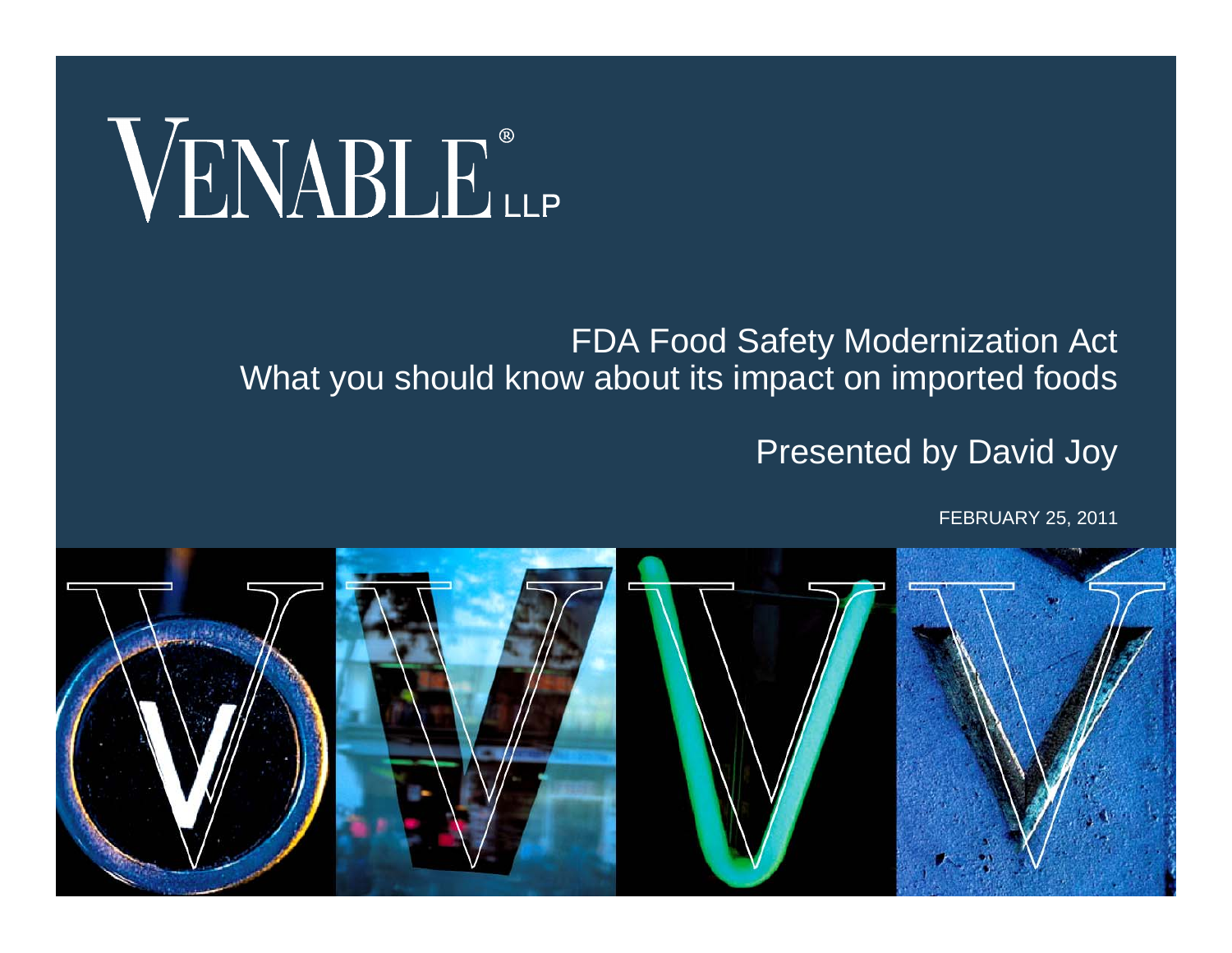# VENABLE® LLP

## FDA Food Safety Modernization Act
## What you should know about its impact on imported foods

Presented by David Joy

FEBRUARY 25, 2011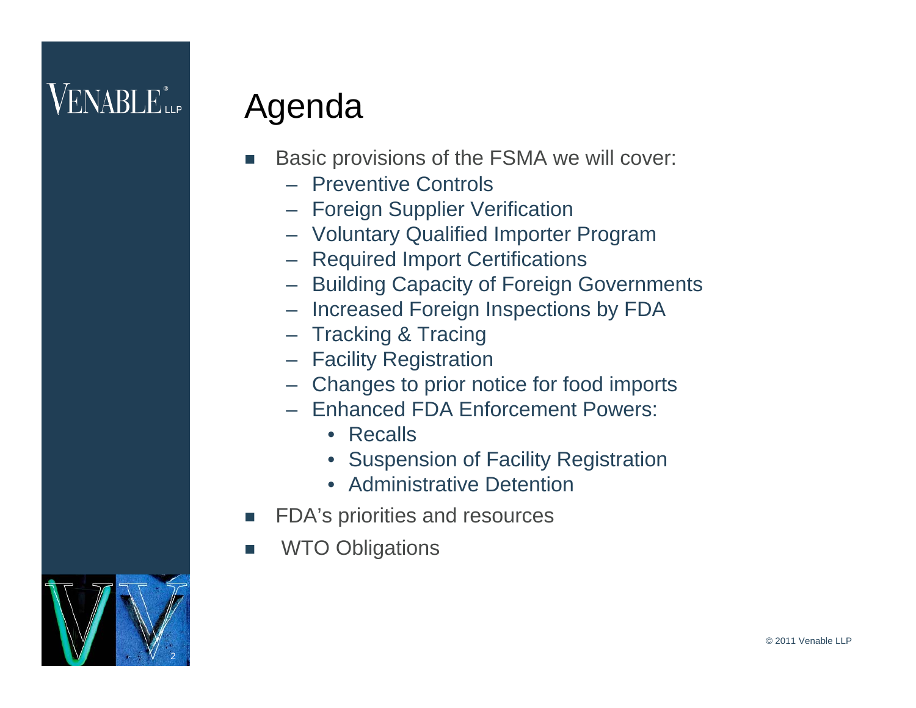# Agenda

- Basic provisions of the FSMA we will cover:
  - Preventive Controls
  - Foreign Supplier Verification
  - Voluntary Qualified Importer Program
  - Required Import Certifications
  - Building Capacity of Foreign Governments
  - Increased Foreign Inspections by FDA
  - Tracking & Tracing
  - Facility Registration
  - Changes to prior notice for food imports
  - Enhanced FDA Enforcement Powers:
    - Recalls
    - Suspension of Facility Registration
    - Administrative Detention
- FDA's priorities and resources
- WTO Obligations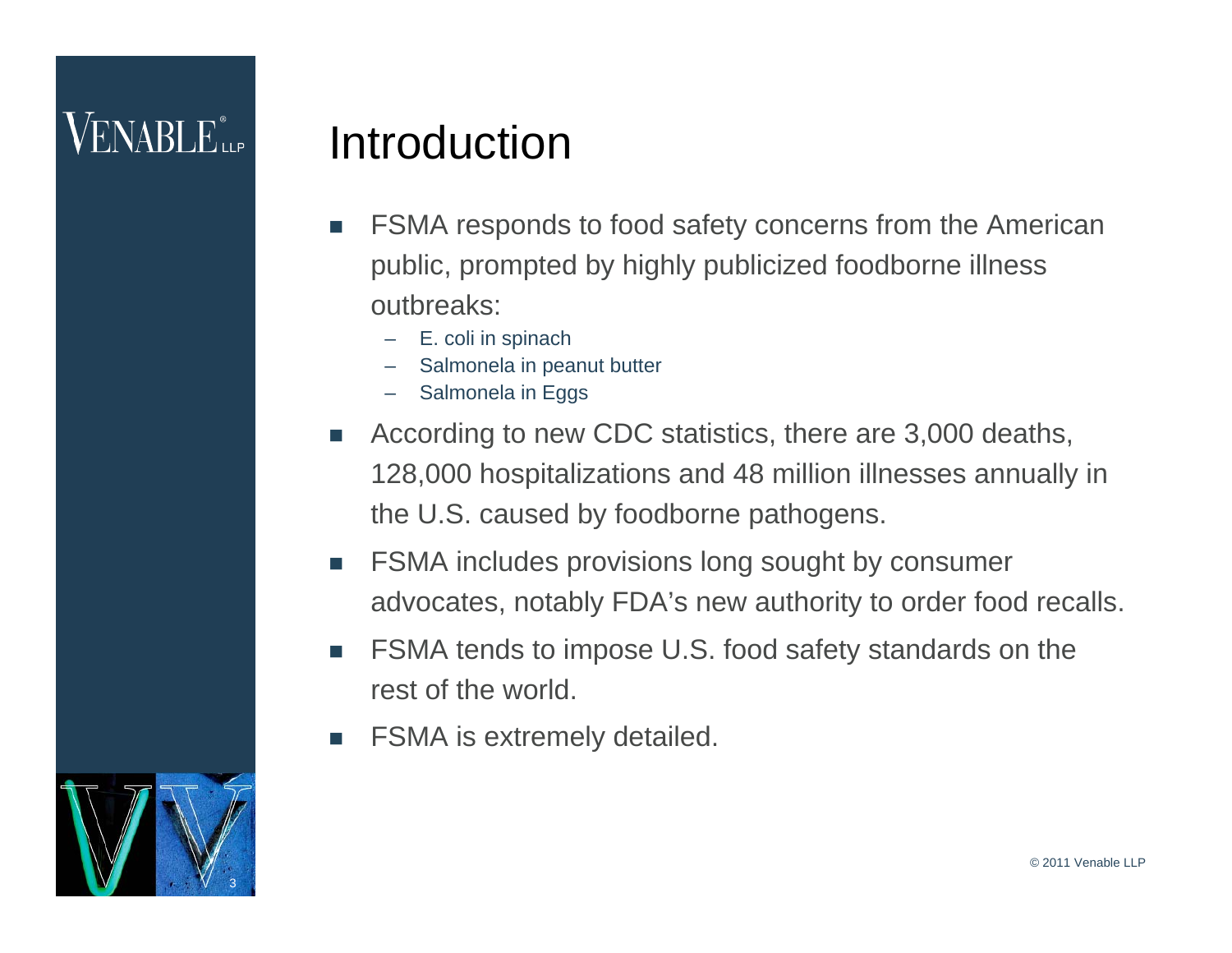# Introduction

- FSMA responds to food safety concerns from the American public, prompted by highly publicized foodborne illness outbreaks:
  - E. coli in spinach
  - Salmonela in peanut butter
  - Salmonela in Eggs
- According to new CDC statistics, there are 3,000 deaths, 128,000 hospitalizations and 48 million illnesses annually in the U.S. caused by foodborne pathogens.
- FSMA includes provisions long sought by consumer advocates, notably FDA's new authority to order food recalls.
- FSMA tends to impose U.S. food safety standards on the rest of the world.
- FSMA is extremely detailed.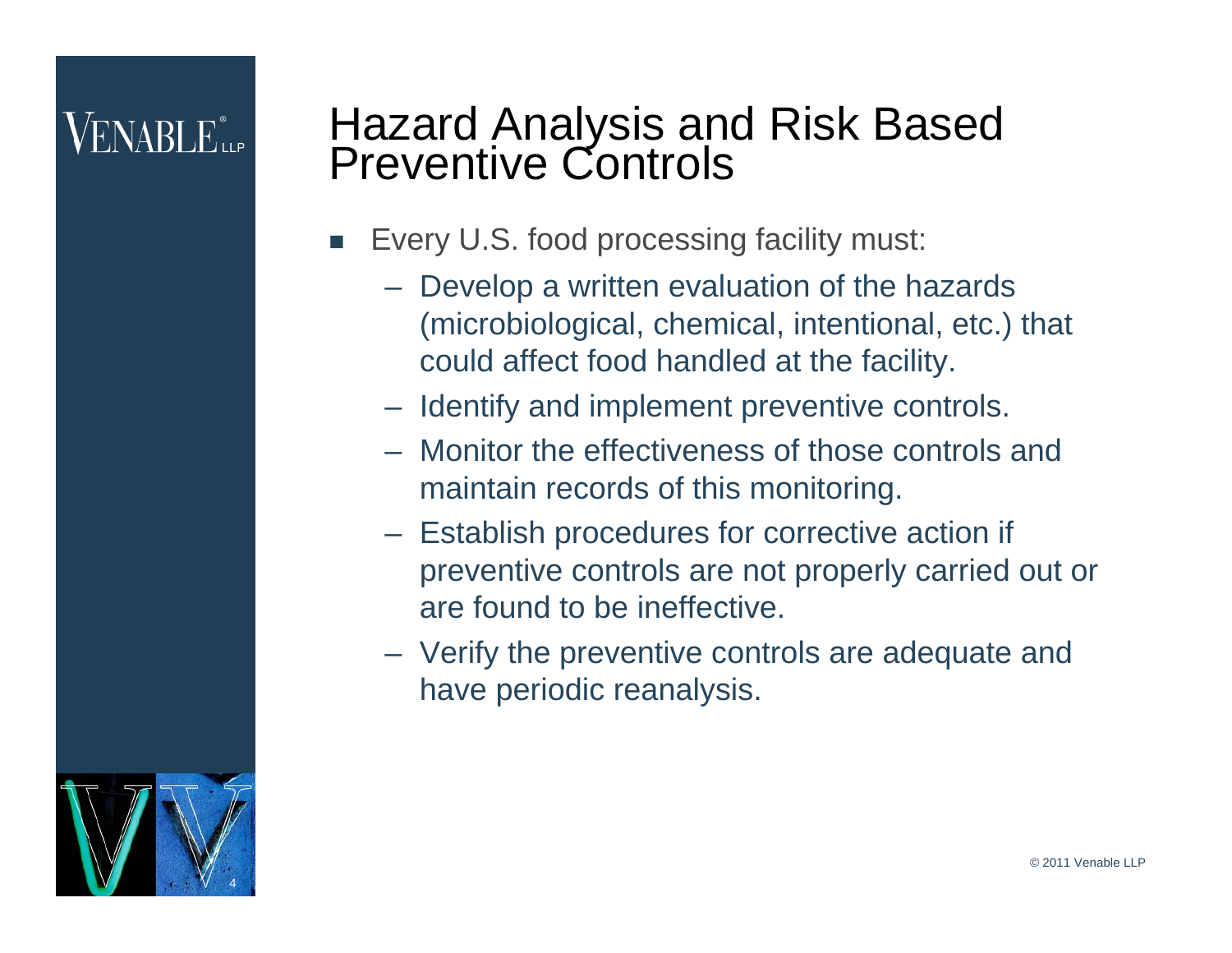# Hazard Analysis and Risk Based Preventive Controls

- Every U.S. food processing facility must:
  - Develop a written evaluation of the hazards (microbiological, chemical, intentional, etc.) that could affect food handled at the facility.
  - Identify and implement preventive controls.
  - Monitor the effectiveness of those controls and maintain records of this monitoring.
  - Establish procedures for corrective action if preventive controls are not properly carried out or are found to be ineffective.
  - Verify the preventive controls are adequate and have periodic reanalysis.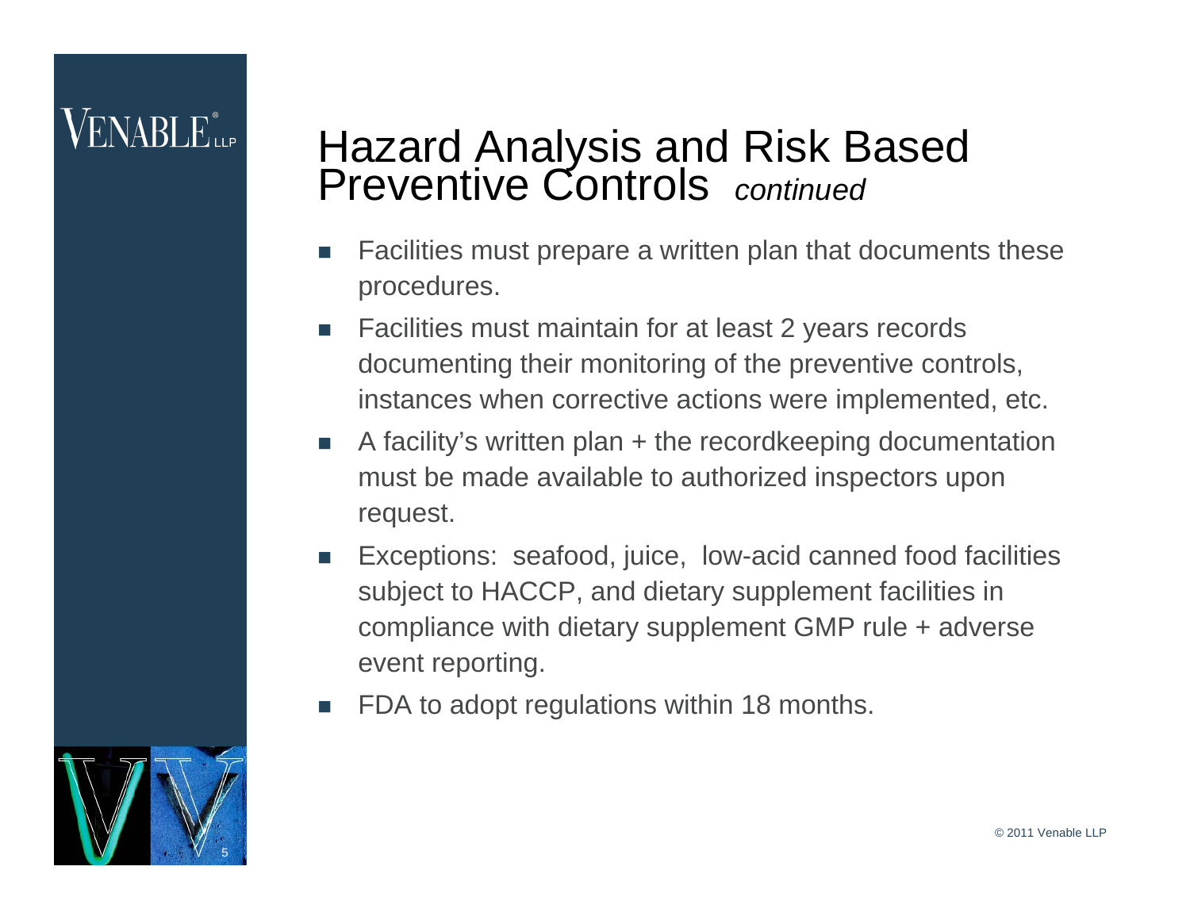# Hazard Analysis and Risk Based Preventive Controls *continued*

- Facilities must prepare a written plan that documents these procedures.
- Facilities must maintain for at least 2 years records documenting their monitoring of the preventive controls, instances when corrective actions were implemented, etc.
- A facility's written plan + the recordkeeping documentation must be made available to authorized inspectors upon request.
- Exceptions: seafood, juice, low-acid canned food facilities subject to HACCP, and dietary supplement facilities in compliance with dietary supplement GMP rule + adverse event reporting.
- FDA to adopt regulations within 18 months.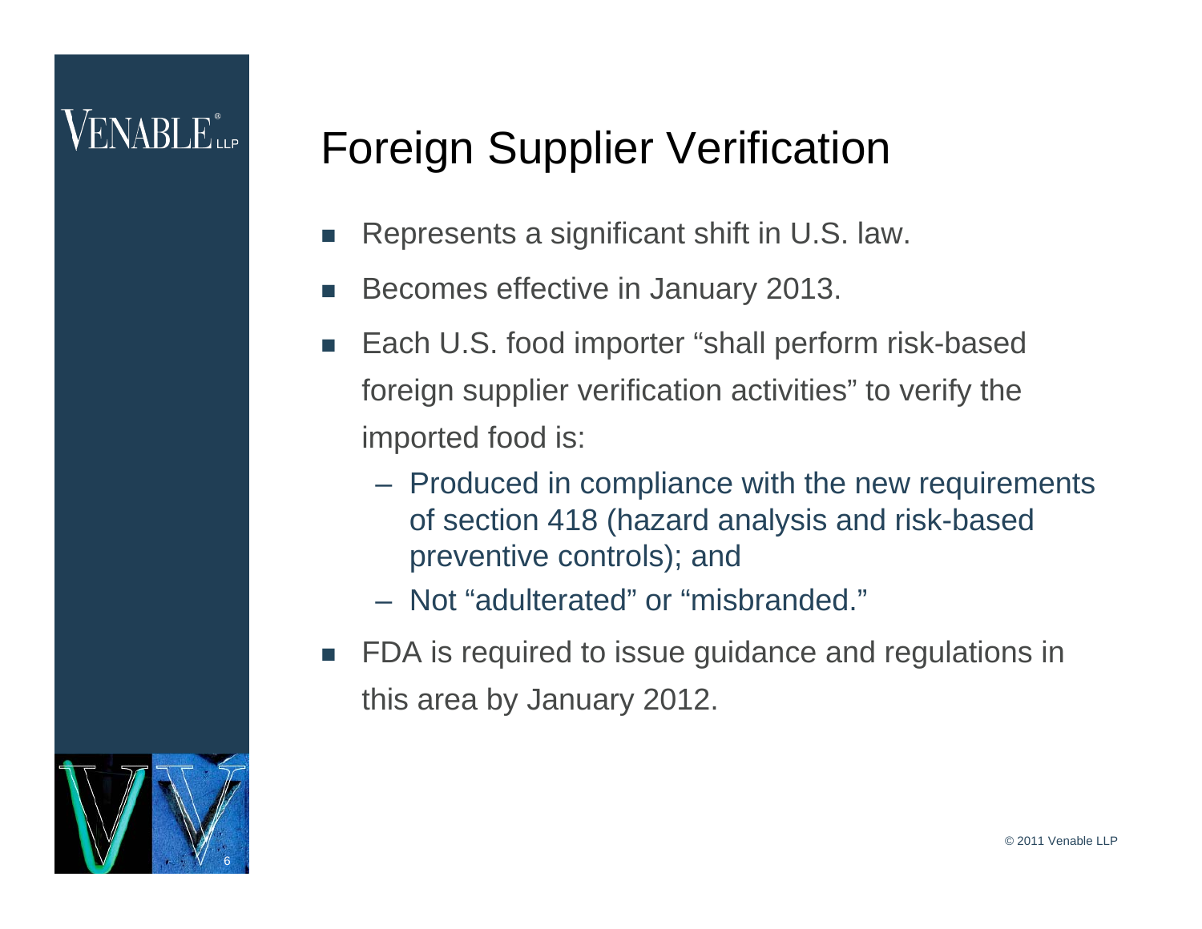# Foreign Supplier Verification

- Represents a significant shift in U.S. law.
- Becomes effective in January 2013.
- Each U.S. food importer "shall perform risk-based foreign supplier verification activities" to verify the imported food is:
  - Produced in compliance with the new requirements of section 418 (hazard analysis and risk-based preventive controls); and
  - Not "adulterated" or "misbranded."
- FDA is required to issue guidance and regulations in this area by January 2012.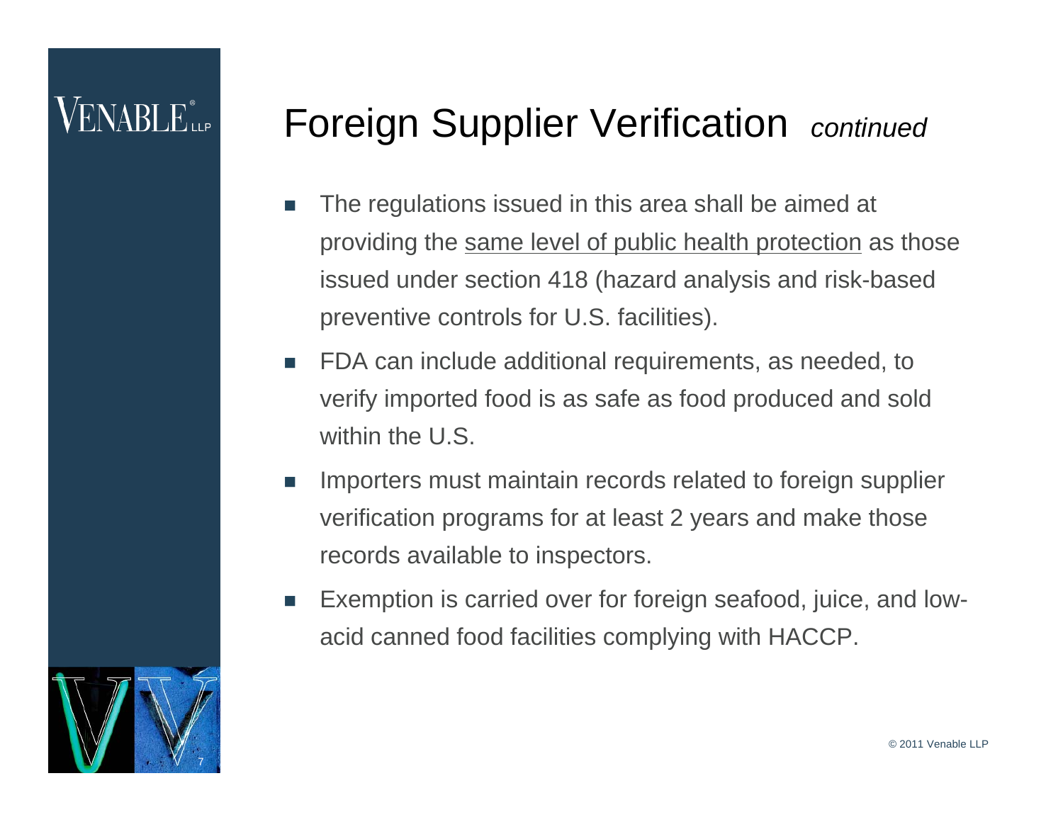# Foreign Supplier Verification *continued*

- The regulations issued in this area shall be aimed at providing the <u>same level of public health protection</u> as those issued under section 418 (hazard analysis and risk-based preventive controls for U.S. facilities).
- FDA can include additional requirements, as needed, to verify imported food is as safe as food produced and sold within the U.S.
- Importers must maintain records related to foreign supplier verification programs for at least 2 years and make those records available to inspectors.
- Exemption is carried over for foreign seafood, juice, and low-acid canned food facilities complying with HACCP.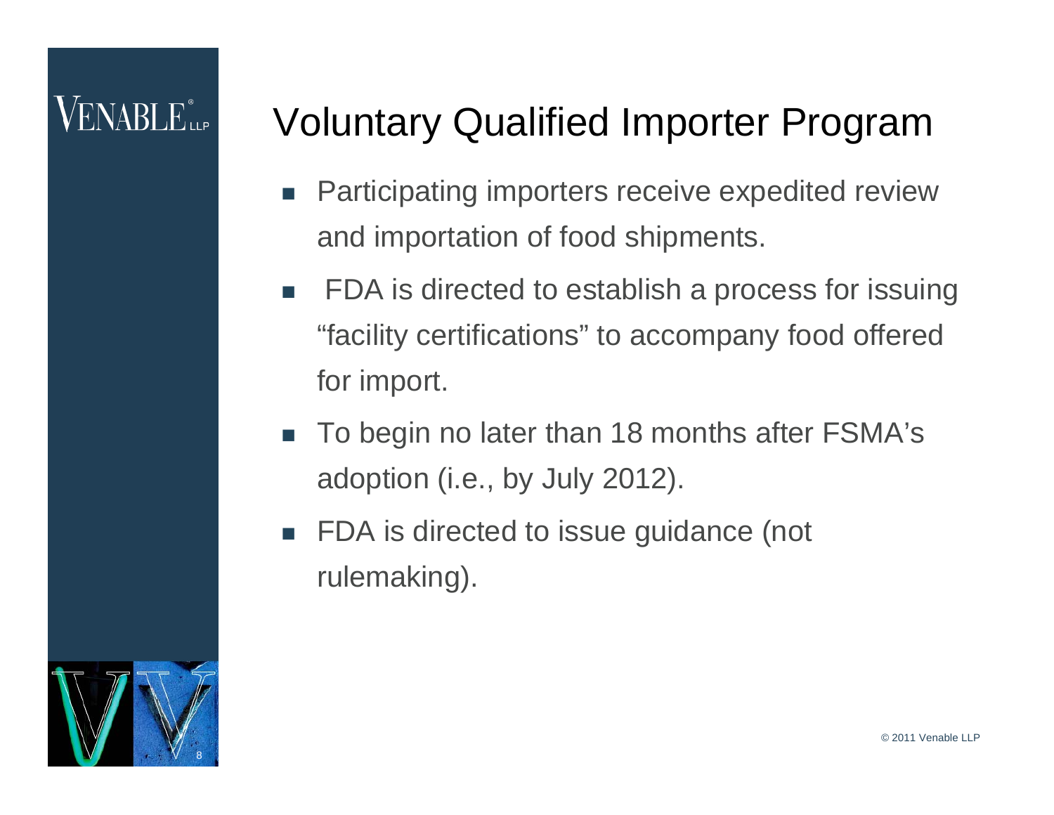# Voluntary Qualified Importer Program

- Participating importers receive expedited review and importation of food shipments.
- FDA is directed to establish a process for issuing "facility certifications" to accompany food offered for import.
- To begin no later than 18 months after FSMA's adoption (i.e., by July 2012).
- FDA is directed to issue guidance (not rulemaking).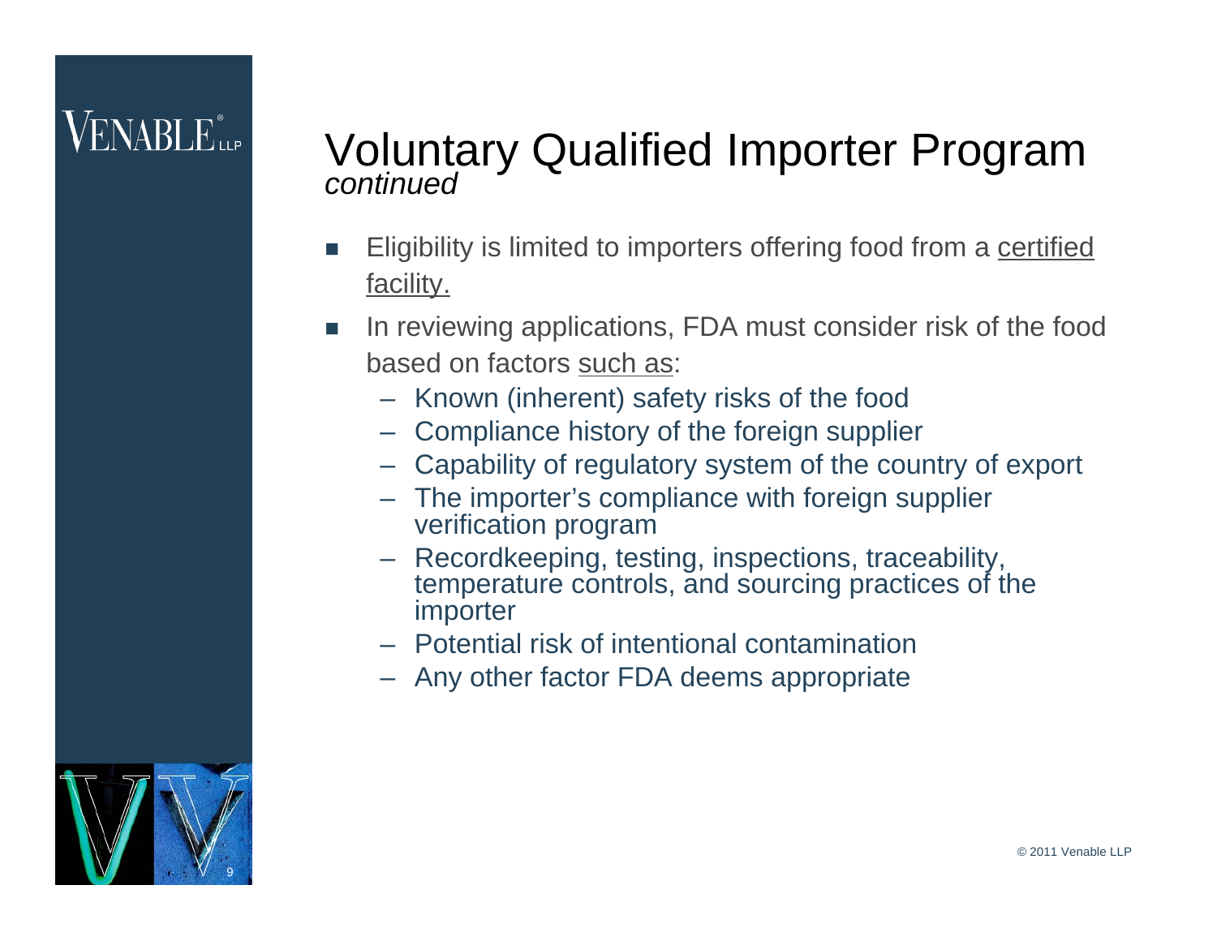# Voluntary Qualified Importer Program
*continued*

- Eligibility is limited to importers offering food from a <u>certified facility.</u>
- In reviewing applications, FDA must consider risk of the food based on factors <u>such as</u>:
  - Known (inherent) safety risks of the food
  - Compliance history of the foreign supplier
  - Capability of regulatory system of the country of export
  - The importer's compliance with foreign supplier verification program
  - Recordkeeping, testing, inspections, traceability, temperature controls, and sourcing practices of the importer
  - Potential risk of intentional contamination
  - Any other factor FDA deems appropriate

© 2011 Venable LLP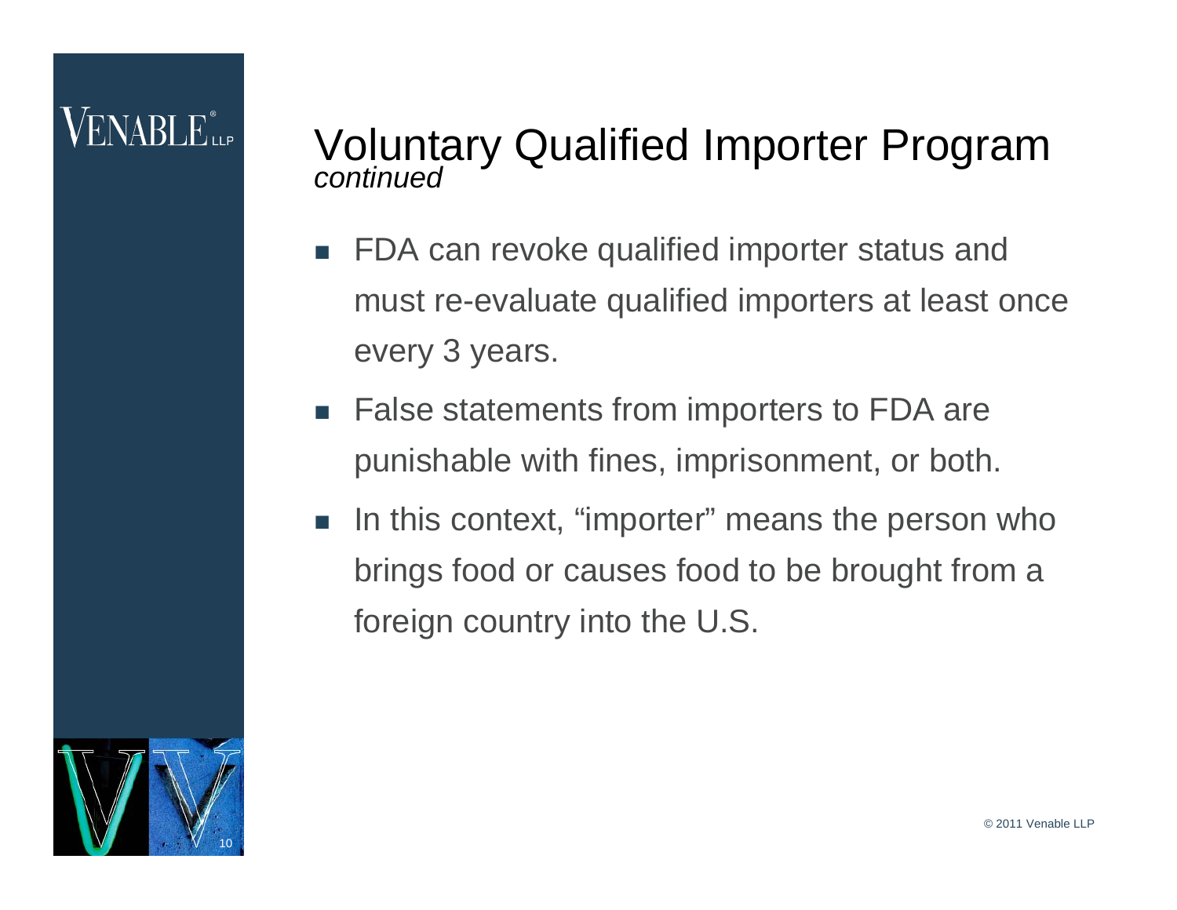# Voluntary Qualified Importer Program
*continued*

- FDA can revoke qualified importer status and must re-evaluate qualified importers at least once every 3 years.
- False statements from importers to FDA are punishable with fines, imprisonment, or both.
- In this context, "importer" means the person who brings food or causes food to be brought from a foreign country into the U.S.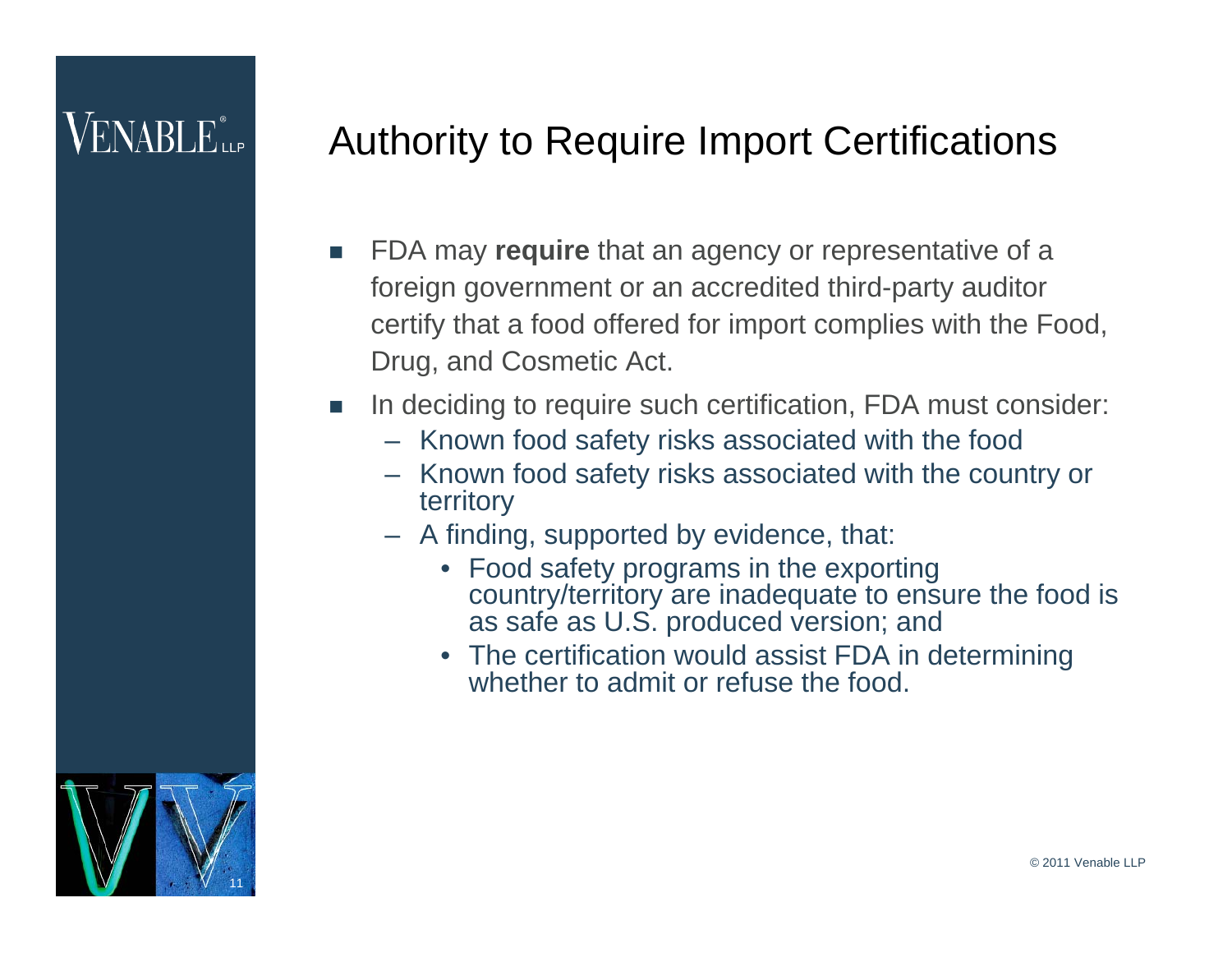# Authority to Require Import Certifications

- FDA may **require** that an agency or representative of a foreign government or an accredited third-party auditor certify that a food offered for import complies with the Food, Drug, and Cosmetic Act.
- In deciding to require such certification, FDA must consider:
  - Known food safety risks associated with the food
  - Known food safety risks associated with the country or territory
  - A finding, supported by evidence, that:
    - Food safety programs in the exporting country/territory are inadequate to ensure the food is as safe as U.S. produced version; and
    - The certification would assist FDA in determining whether to admit or refuse the food.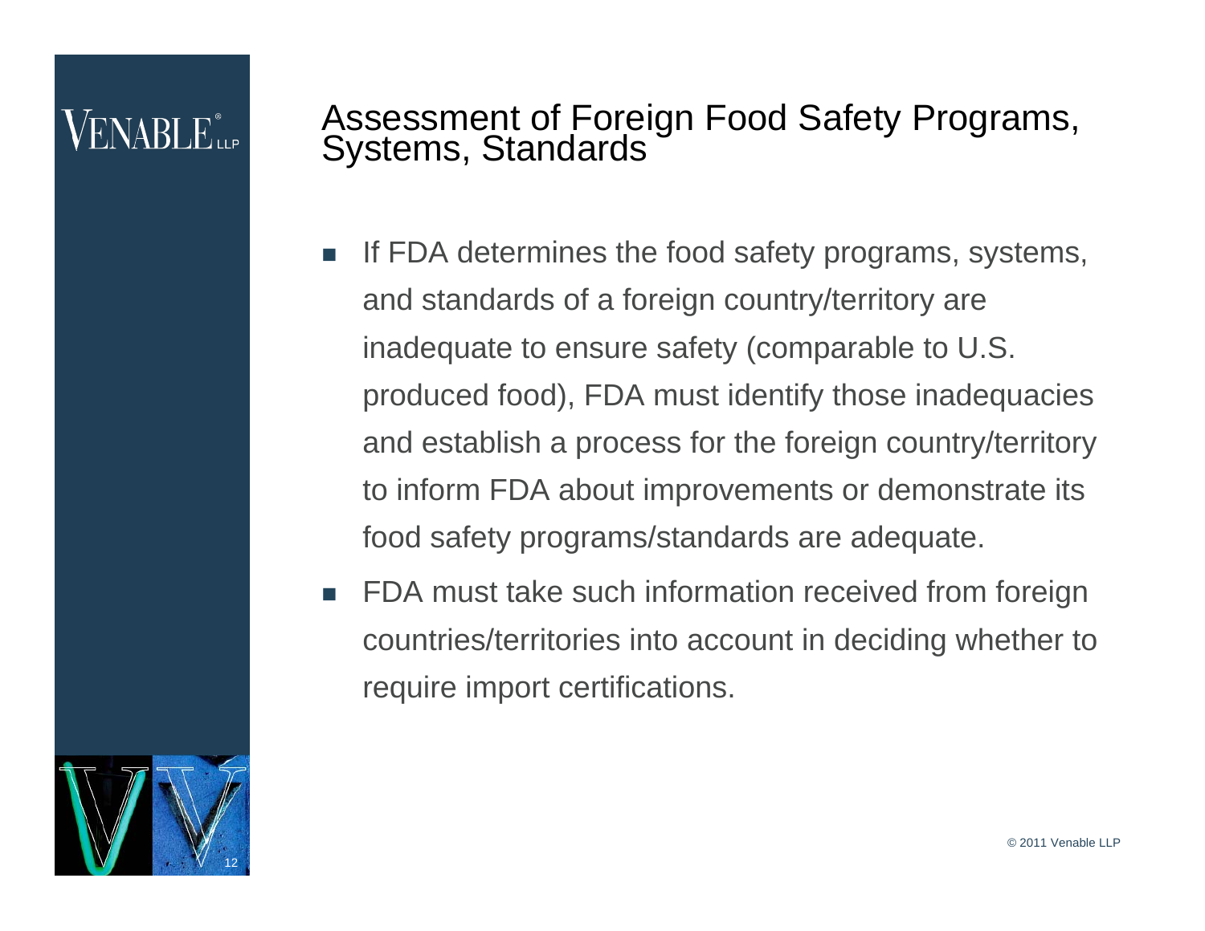# Assessment of Foreign Food Safety Programs, Systems, Standards

- If FDA determines the food safety programs, systems, and standards of a foreign country/territory are inadequate to ensure safety (comparable to U.S. produced food), FDA must identify those inadequacies and establish a process for the foreign country/territory to inform FDA about improvements or demonstrate its food safety programs/standards are adequate.
- FDA must take such information received from foreign countries/territories into account in deciding whether to require import certifications.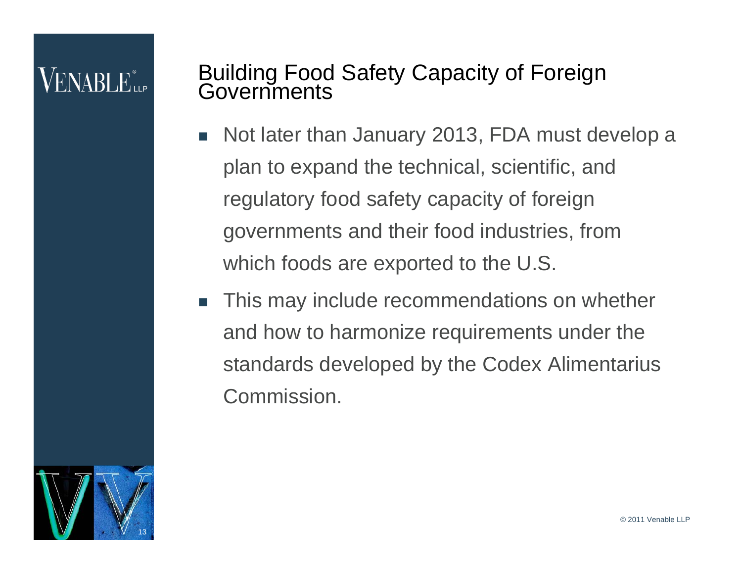# Building Food Safety Capacity of Foreign Governments

- Not later than January 2013, FDA must develop a plan to expand the technical, scientific, and regulatory food safety capacity of foreign governments and their food industries, from which foods are exported to the U.S.
- This may include recommendations on whether and how to harmonize requirements under the standards developed by the Codex Alimentarius Commission.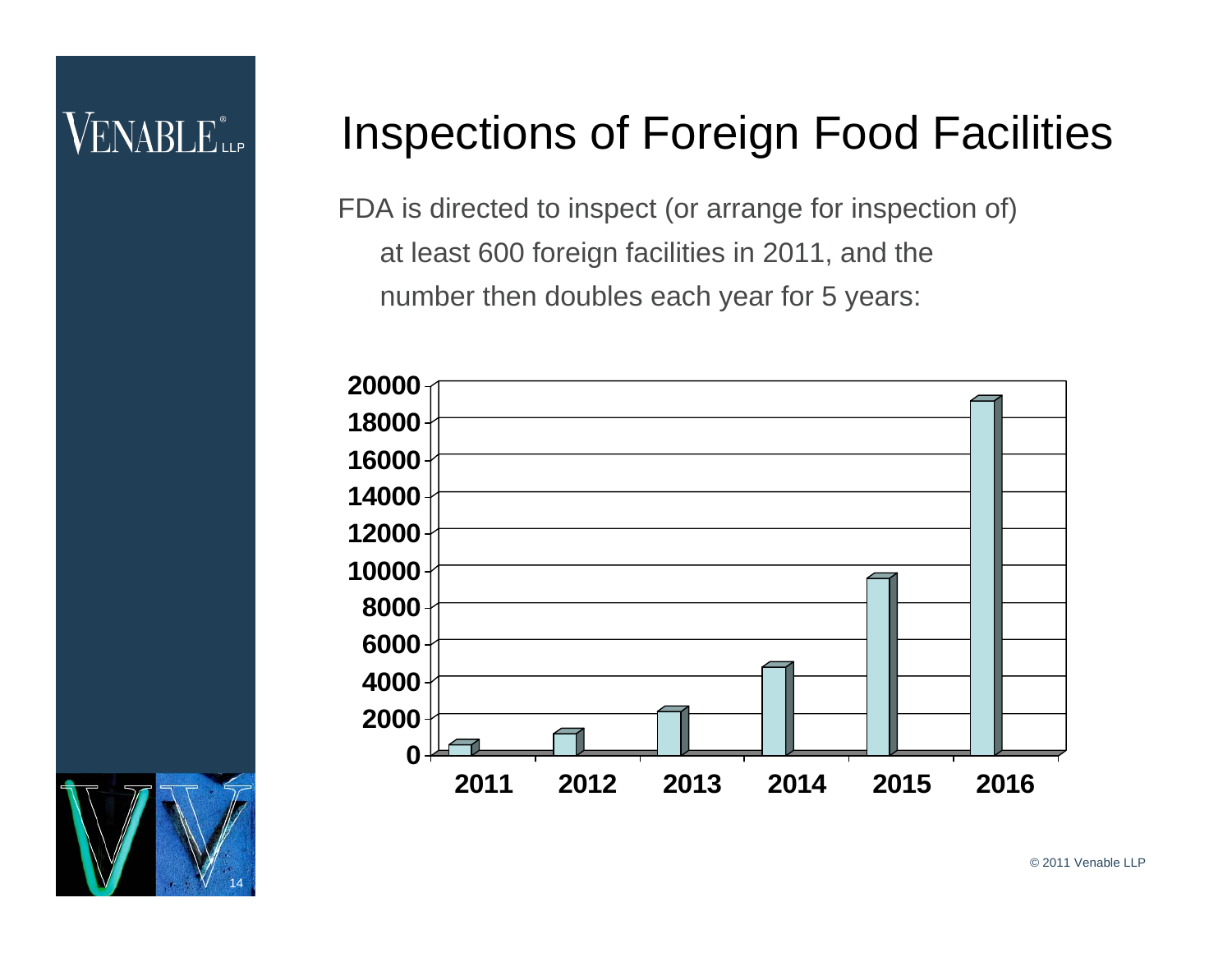# Inspections of Foreign Food Facilities

FDA is directed to inspect (or arrange for inspection of) at least 600 foreign facilities in 2011, and the number then doubles each year for 5 years:

| Year | Inspections |
|---|---|
| 2011 | 600 |
| 2012 | 1200 |
| 2013 | 2400 |
| 2014 | 4800 |
| 2015 | 9600 |
| 2016 | 19200 |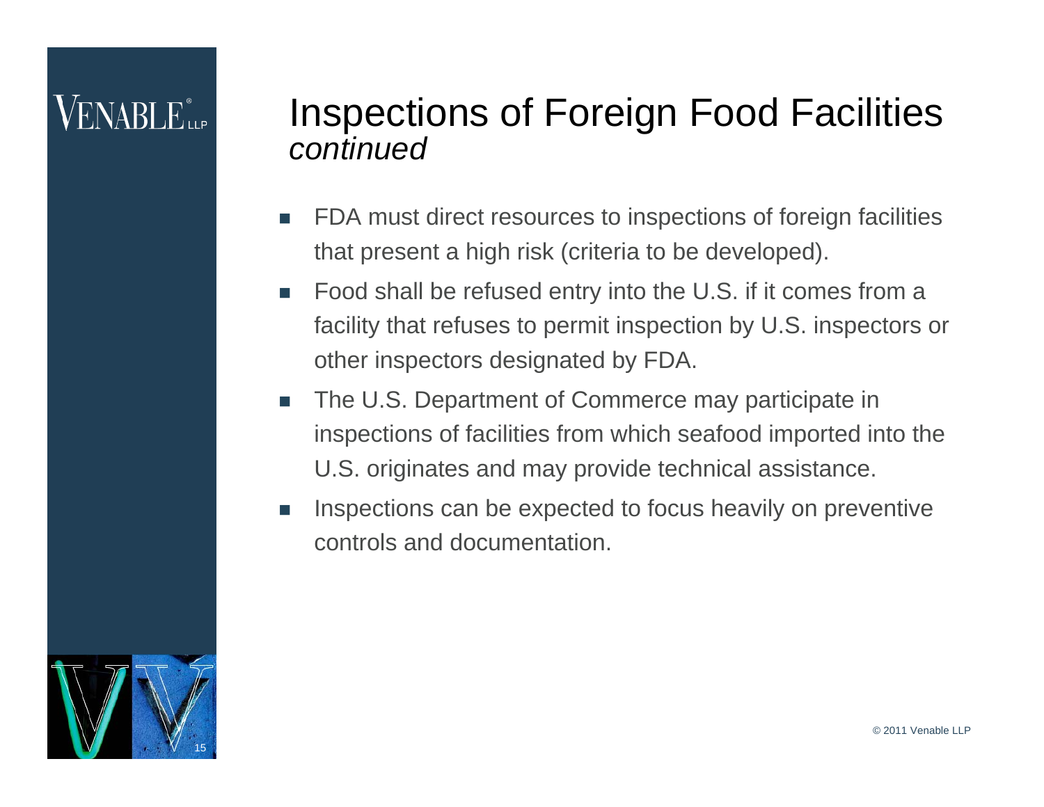# Inspections of Foreign Food Facilities *continued*

- FDA must direct resources to inspections of foreign facilities that present a high risk (criteria to be developed).
- Food shall be refused entry into the U.S. if it comes from a facility that refuses to permit inspection by U.S. inspectors or other inspectors designated by FDA.
- The U.S. Department of Commerce may participate in inspections of facilities from which seafood imported into the U.S. originates and may provide technical assistance.
- Inspections can be expected to focus heavily on preventive controls and documentation.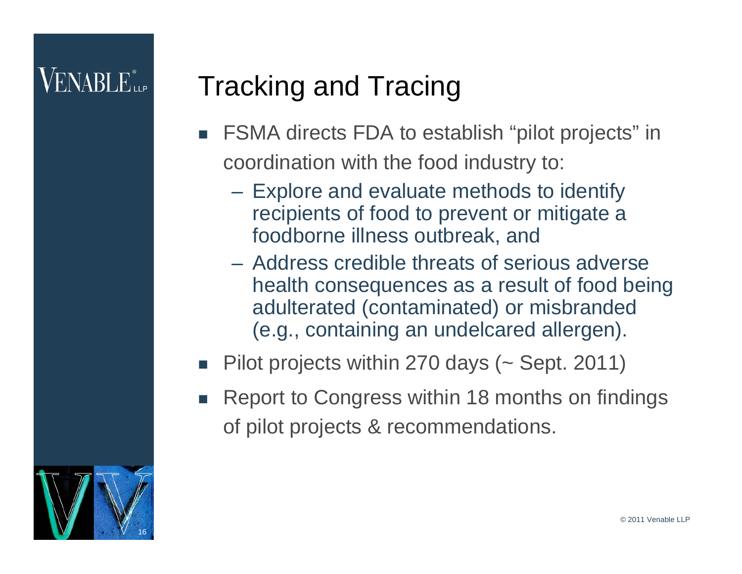# Tracking and Tracing

- FSMA directs FDA to establish "pilot projects" in coordination with the food industry to:
  - Explore and evaluate methods to identify recipients of food to prevent or mitigate a foodborne illness outbreak, and
  - Address credible threats of serious adverse health consequences as a result of food being adulterated (contaminated) or misbranded (e.g., containing an undelcared allergen).
- Pilot projects within 270 days (~ Sept. 2011)
- Report to Congress within 18 months on findings of pilot projects & recommendations.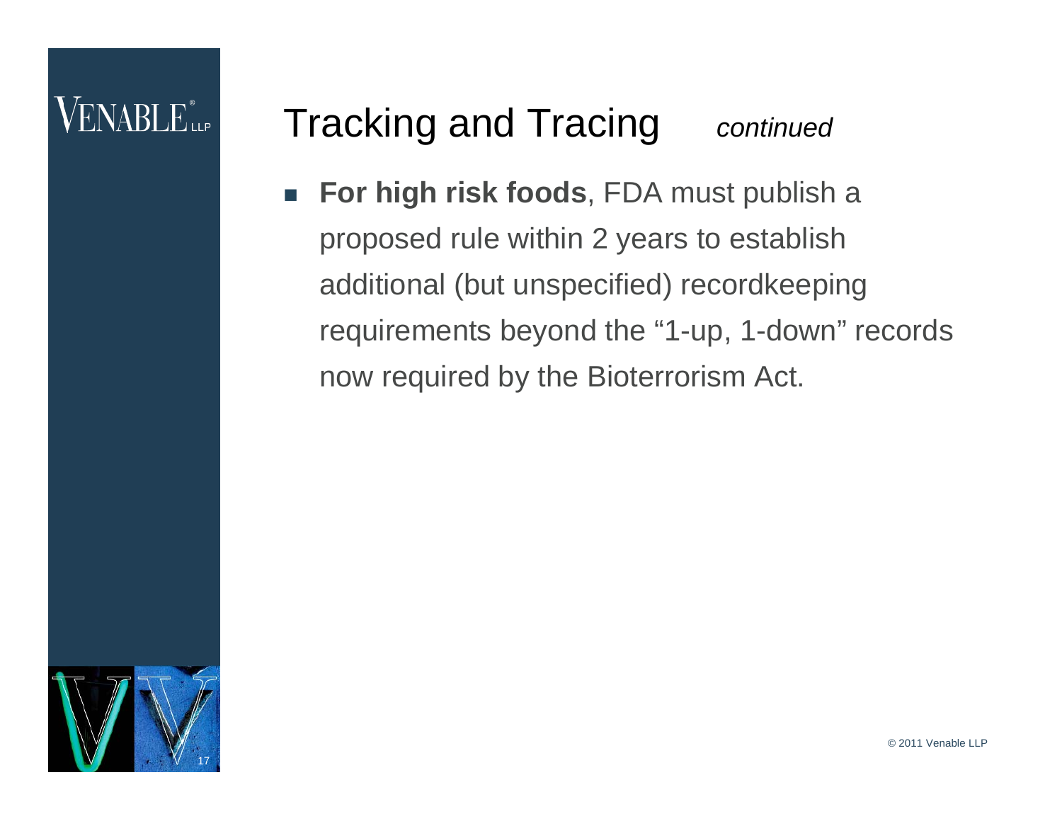# Tracking and Tracing *continued*

- **For high risk foods**, FDA must publish a proposed rule within 2 years to establish additional (but unspecified) recordkeeping requirements beyond the "1-up, 1-down" records now required by the Bioterrorism Act.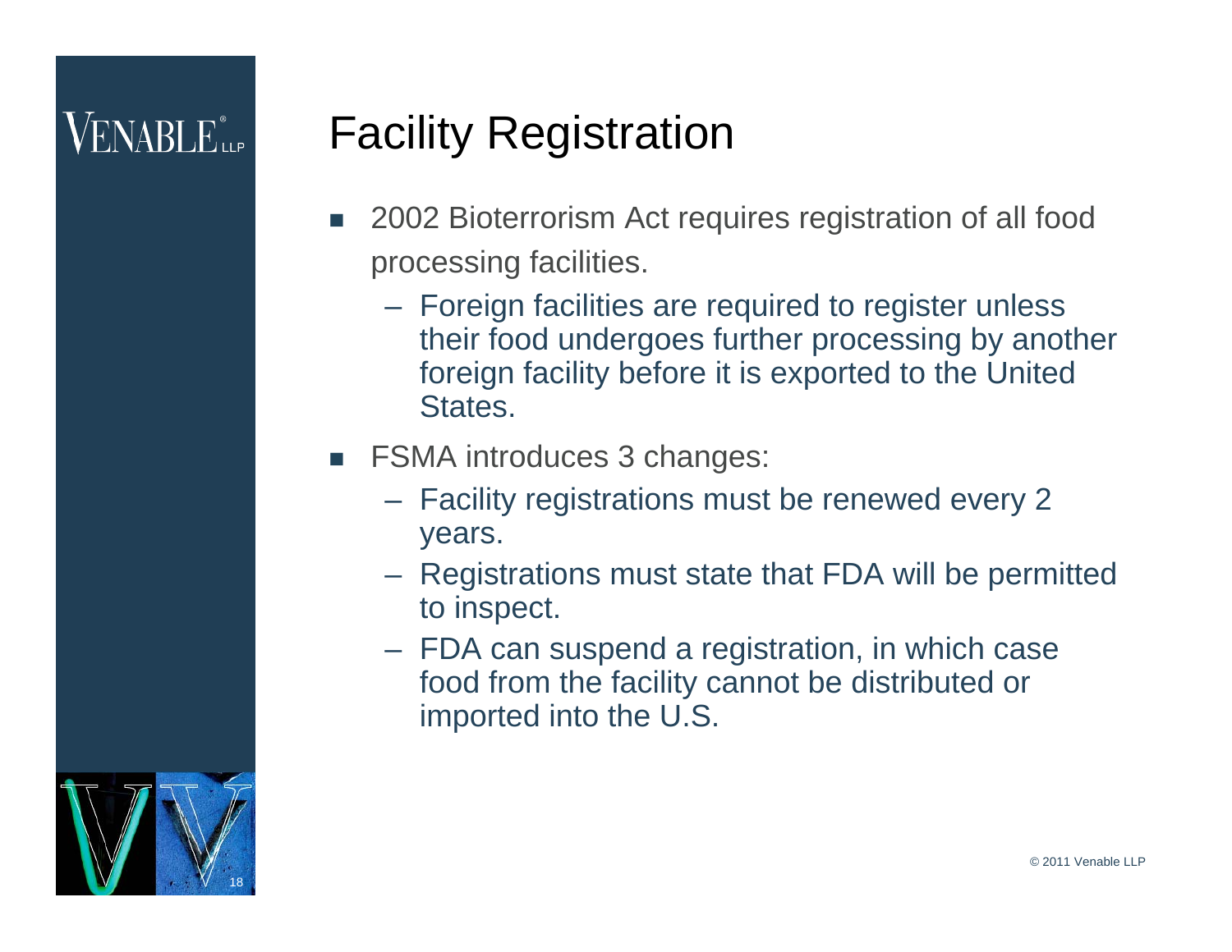# Facility Registration

- 2002 Bioterrorism Act requires registration of all food processing facilities.
  - Foreign facilities are required to register unless their food undergoes further processing by another foreign facility before it is exported to the United States.
- FSMA introduces 3 changes:
  - Facility registrations must be renewed every 2 years.
  - Registrations must state that FDA will be permitted to inspect.
  - FDA can suspend a registration, in which case food from the facility cannot be distributed or imported into the U.S.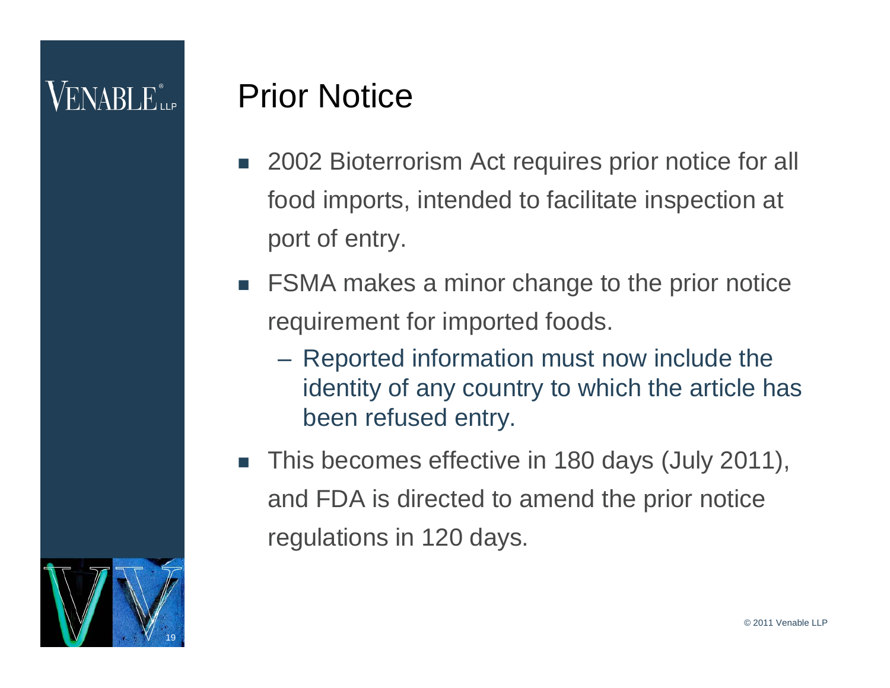# Prior Notice

- 2002 Bioterrorism Act requires prior notice for all food imports, intended to facilitate inspection at port of entry.
- FSMA makes a minor change to the prior notice requirement for imported foods.
  - Reported information must now include the identity of any country to which the article has been refused entry.
- This becomes effective in 180 days (July 2011), and FDA is directed to amend the prior notice regulations in 120 days.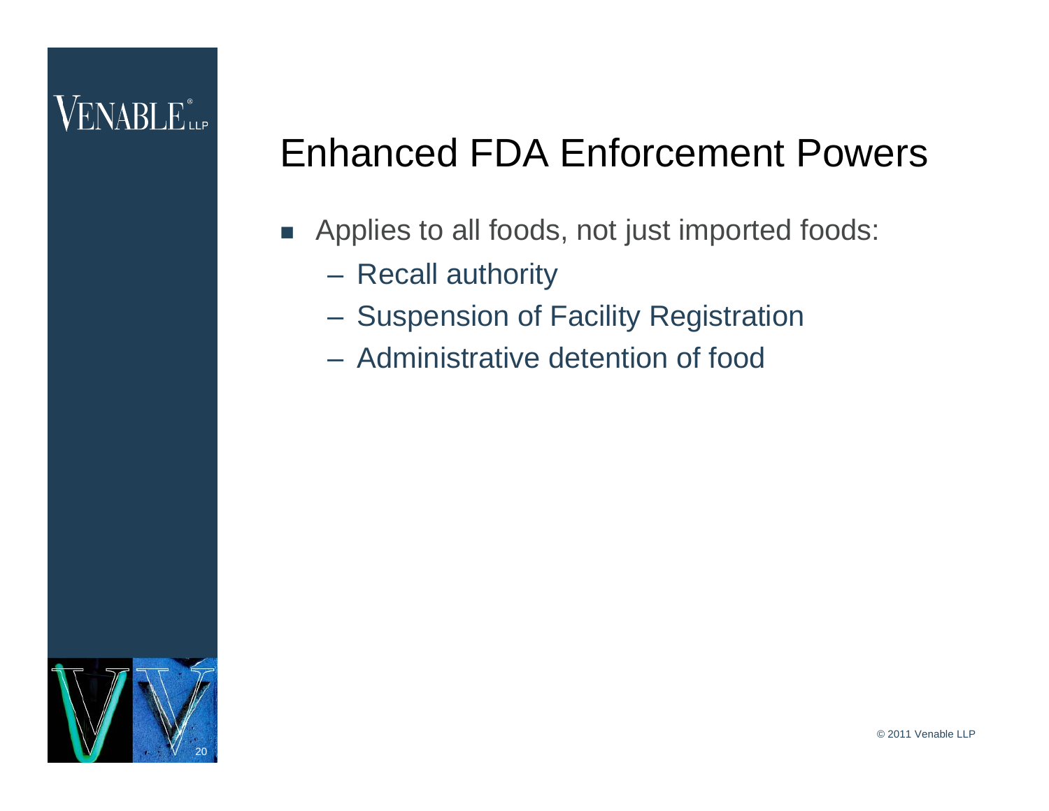# Enhanced FDA Enforcement Powers

- Applies to all foods, not just imported foods:
  - Recall authority
  - Suspension of Facility Registration
  - Administrative detention of food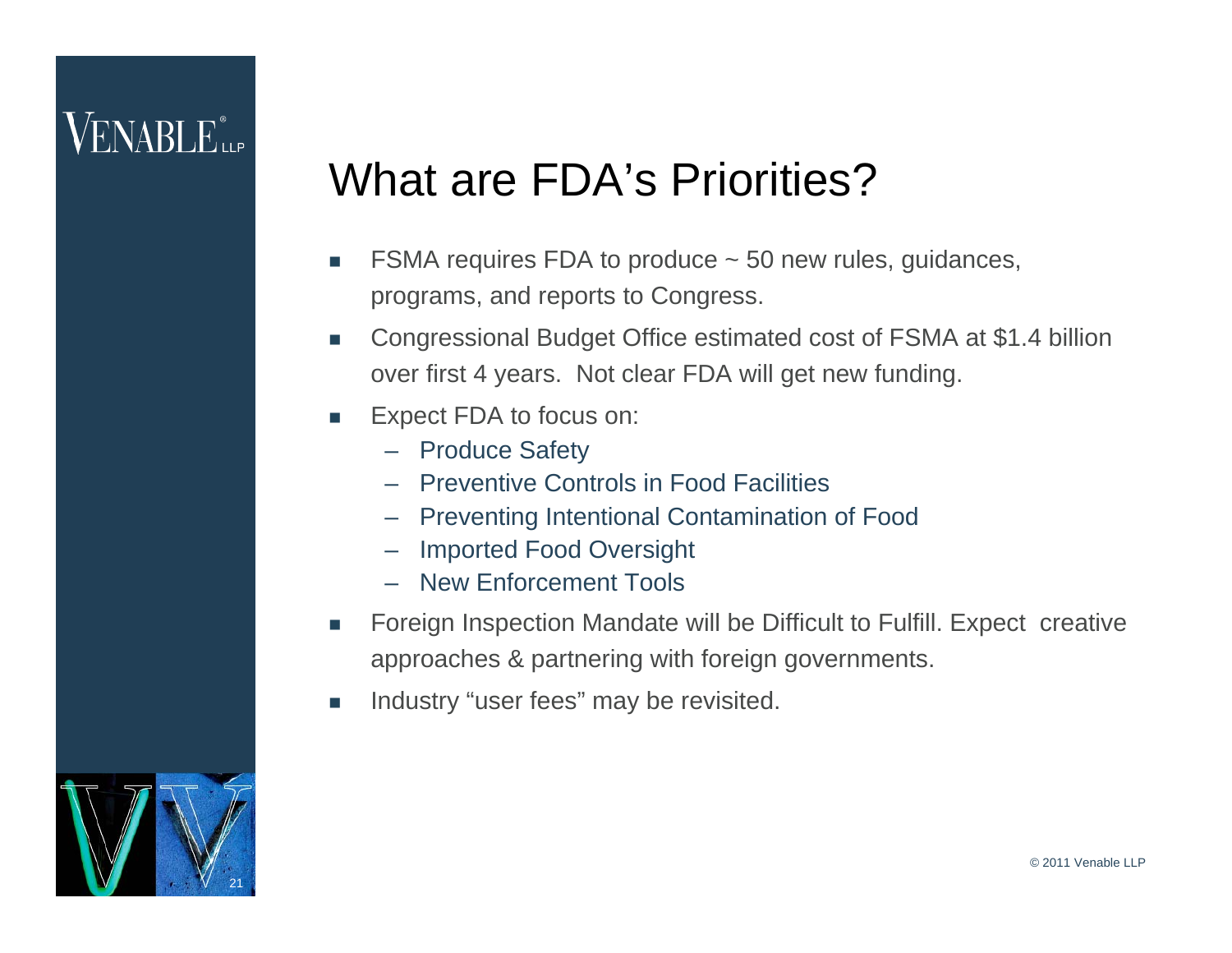# What are FDA's Priorities?

- FSMA requires FDA to produce ~ 50 new rules, guidances, programs, and reports to Congress.
- Congressional Budget Office estimated cost of FSMA at $1.4 billion over first 4 years. Not clear FDA will get new funding.
- Expect FDA to focus on:
  - Produce Safety
  - Preventive Controls in Food Facilities
  - Preventing Intentional Contamination of Food
  - Imported Food Oversight
  - New Enforcement Tools
- Foreign Inspection Mandate will be Difficult to Fulfill. Expect creative approaches & partnering with foreign governments.
- Industry "user fees" may be revisited.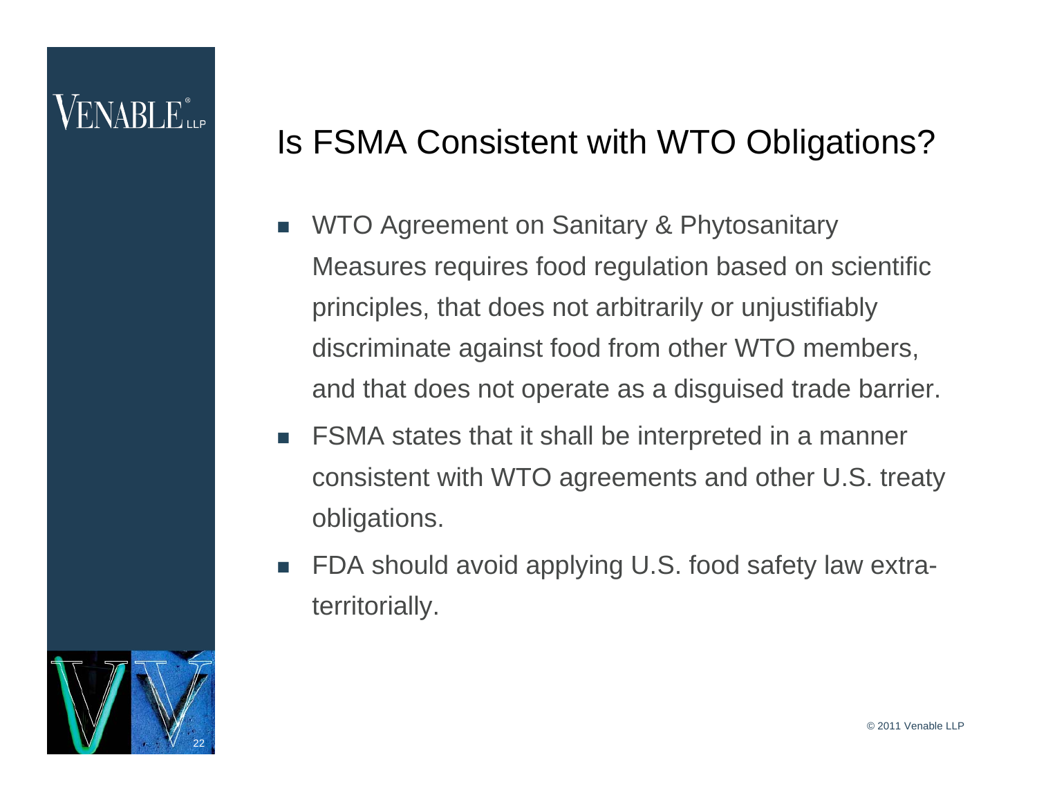# Is FSMA Consistent with WTO Obligations?

- WTO Agreement on Sanitary & Phytosanitary Measures requires food regulation based on scientific principles, that does not arbitrarily or unjustifiably discriminate against food from other WTO members, and that does not operate as a disguised trade barrier.
- FSMA states that it shall be interpreted in a manner consistent with WTO agreements and other U.S. treaty obligations.
- FDA should avoid applying U.S. food safety law extra-territorially.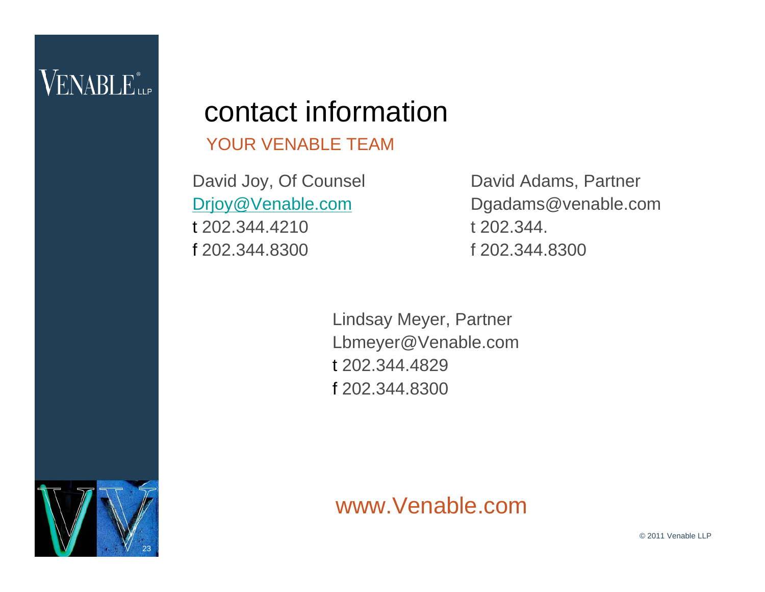# contact information

## YOUR VENABLE TEAM

David Joy, Of Counsel
Drjoy@Venable.com
t 202.344.4210
f 202.344.8300

David Adams, Partner
Dgadams@venable.com
t 202.344.
f 202.344.8300

Lindsay Meyer, Partner
Lbmeyer@Venable.com
t 202.344.4829
f 202.344.8300

www.Venable.com

© 2011 Venable LLP